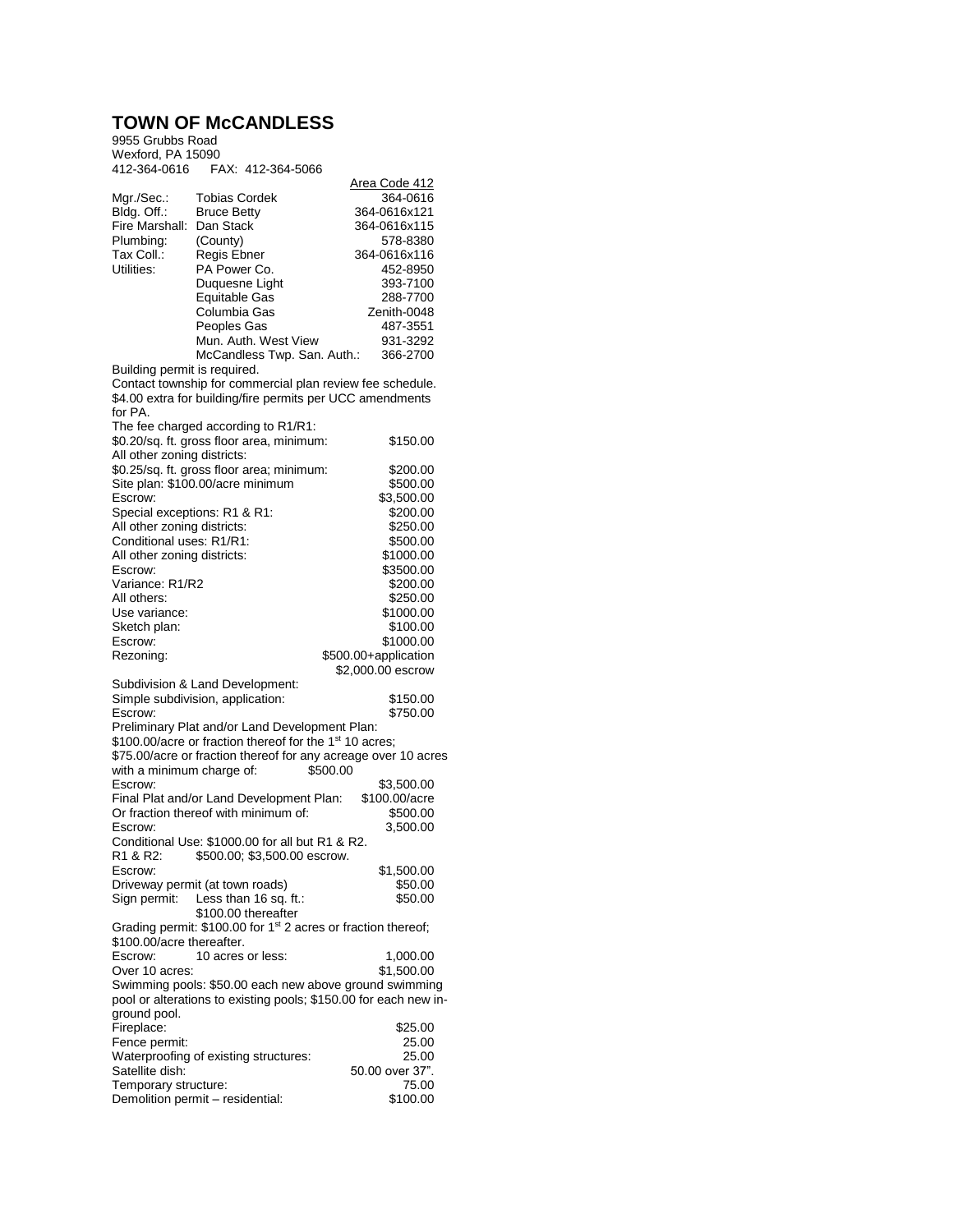# TOWN OF McCANDLESS

9955 Grubbs Road
Wexford, PA 15090
412-364-0616 FAX: 412-364-5066

| | | Area Code 412 |
|---|---|---|
| Mgr./Sec.: | Tobias Cordek | 364-0616 |
| Bldg. Off.: | Bruce Betty | 364-0616x121 |
| Fire Marshall: | Dan Stack | 364-0616x115 |
| Plumbing: | (County) | 578-8380 |
| Tax Coll.: | Regis Ebner | 364-0616x116 |
| Utilities: | PA Power Co. | 452-8950 |
| | Duquesne Light | 393-7100 |
| | Equitable Gas | 288-7700 |
| | Columbia Gas | Zenith-0048 |
| | Peoples Gas | 487-3551 |
| | Mun. Auth. West View | 931-3292 |
| | McCandless Twp. San. Auth.: | 366-2700 |

Building permit is required.
Contact township for commercial plan review fee schedule.
$4.00 extra for building/fire permits per UCC amendments for PA.

The fee charged according to R1/R1:
$0.20/sq. ft. gross floor area, minimum: $150.00
All other zoning districts:
$0.25/sq. ft. gross floor area; minimum: $200.00
Site plan: $100.00/acre minimum $500.00
Escrow: $3,500.00
Special exceptions: R1 & R1: $200.00
All other zoning districts: $250.00
Conditional uses: R1/R1: $500.00
All other zoning districts: $1000.00
Escrow: $3500.00
Variance: R1/R2 $200.00
All others: $250.00
Use variance: $1000.00
Sketch plan: $100.00
Escrow: $1000.00
Rezoning: $500.00+application $2,000.00 escrow

Subdivision & Land Development:
Simple subdivision, application: $150.00
Escrow: $750.00
Preliminary Plat and/or Land Development Plan:
$100.00/acre or fraction thereof for the 1st 10 acres;
$75.00/acre or fraction thereof for any acreage over 10 acres with a minimum charge of: $500.00
Escrow: $3,500.00
Final Plat and/or Land Development Plan: $100.00/acre
Or fraction thereof with minimum of: $500.00
Escrow: 3,500.00
Conditional Use: $1000.00 for all but R1 & R2.
R1 & R2: $500.00; $3,500.00 escrow.
Escrow: $1,500.00
Driveway permit (at town roads) $50.00
Sign permit: Less than 16 sq. ft.: $50.00
$100.00 thereafter
Grading permit: $100.00 for 1st 2 acres or fraction thereof; $100.00/acre thereafter.
Escrow: 10 acres or less: 1,000.00
Over 10 acres: $1,500.00
Swimming pools: $50.00 each new above ground swimming pool or alterations to existing pools; $150.00 for each new in-ground pool.
Fireplace: $25.00
Fence permit: 25.00
Waterproofing of existing structures: 25.00
Satellite dish: 50.00 over 37".
Temporary structure: 75.00
Demolition permit – residential: $100.00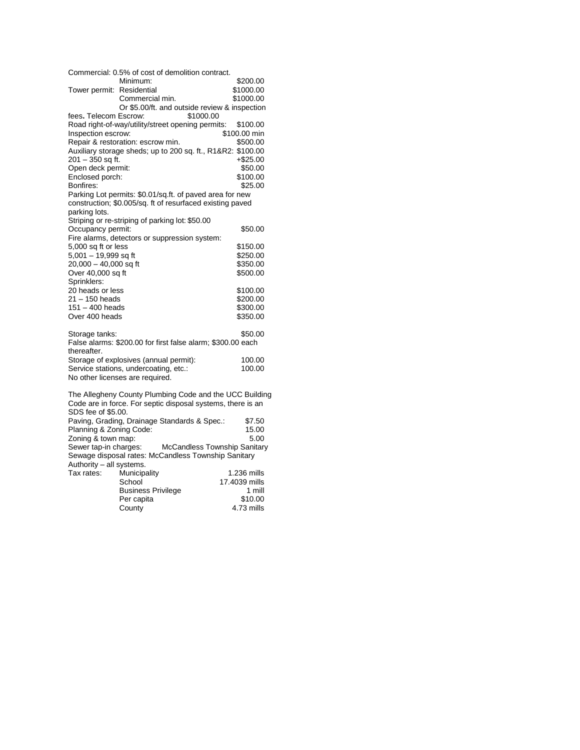Commercial: 0.5% of cost of demolition contract.

| | | |
|---|---|---|
| | Minimum: | $200.00 |
| Tower permit: | Residential | $1000.00 |
| | Commercial min. | $1000.00 |
| | Or $5.00/ft. and outside review & inspection | |

fees. Telecom Escrow: $1000.00

| | |
|---|---|
| Road right-of-way/utility/street opening permits: | $100.00 |
| Inspection escrow: | $100.00 min |
| Repair & restoration: escrow min. | $500.00 |
| Auxiliary storage sheds; up to 200 sq. ft., R1&R2: | $100.00 |
| 201 – 350 sq ft. | +$25.00 |
| Open deck permit: | $50.00 |
| Enclosed porch: | $100.00 |
| Bonfires: | $25.00 |

Parking Lot permits: $0.01/sq.ft. of paved area for new construction; $0.005/sq. ft of resurfaced existing paved parking lots.

Striping or re-striping of parking lot: $50.00

| | |
|---|---|
| Occupancy permit: | $50.00 |
| Fire alarms, detectors or suppression system: | |
| 5,000 sq ft or less | $150.00 |
| 5,001 – 19,999 sq ft | $250.00 |
| 20,000 – 40,000 sq ft | $350.00 |
| Over 40,000 sq ft | $500.00 |
| Sprinklers: | |
| 20 heads or less | $100.00 |
| 21 – 150 heads | $200.00 |
| 151 – 400 heads | $300.00 |
| Over 400 heads | $350.00 |
| Storage tanks: | $50.00 |

False alarms: $200.00 for first false alarm; $300.00 each thereafter.

| | |
|---|---|
| Storage of explosives (annual permit): | 100.00 |
| Service stations, undercoating, etc.: | 100.00 |

No other licenses are required.

The Allegheny County Plumbing Code and the UCC Building Code are in force. For septic disposal systems, there is an SDS fee of $5.00.

| | |
|---|---|
| Paving, Grading, Drainage Standards & Spec.: | $7.50 |
| Planning & Zoning Code: | 15.00 |
| Zoning & town map: | 5.00 |
| Sewer tap-in charges: | McCandless Township Sanitary |

Sewage disposal rates: McCandless Township Sanitary Authority – all systems.

| | | |
|---|---|---|
| Tax rates: | Municipality | 1.236 mills |
| | School | 17.4039 mills |
| | Business Privilege | 1 mill |
| | Per capita | $10.00 |
| | County | 4.73 mills |